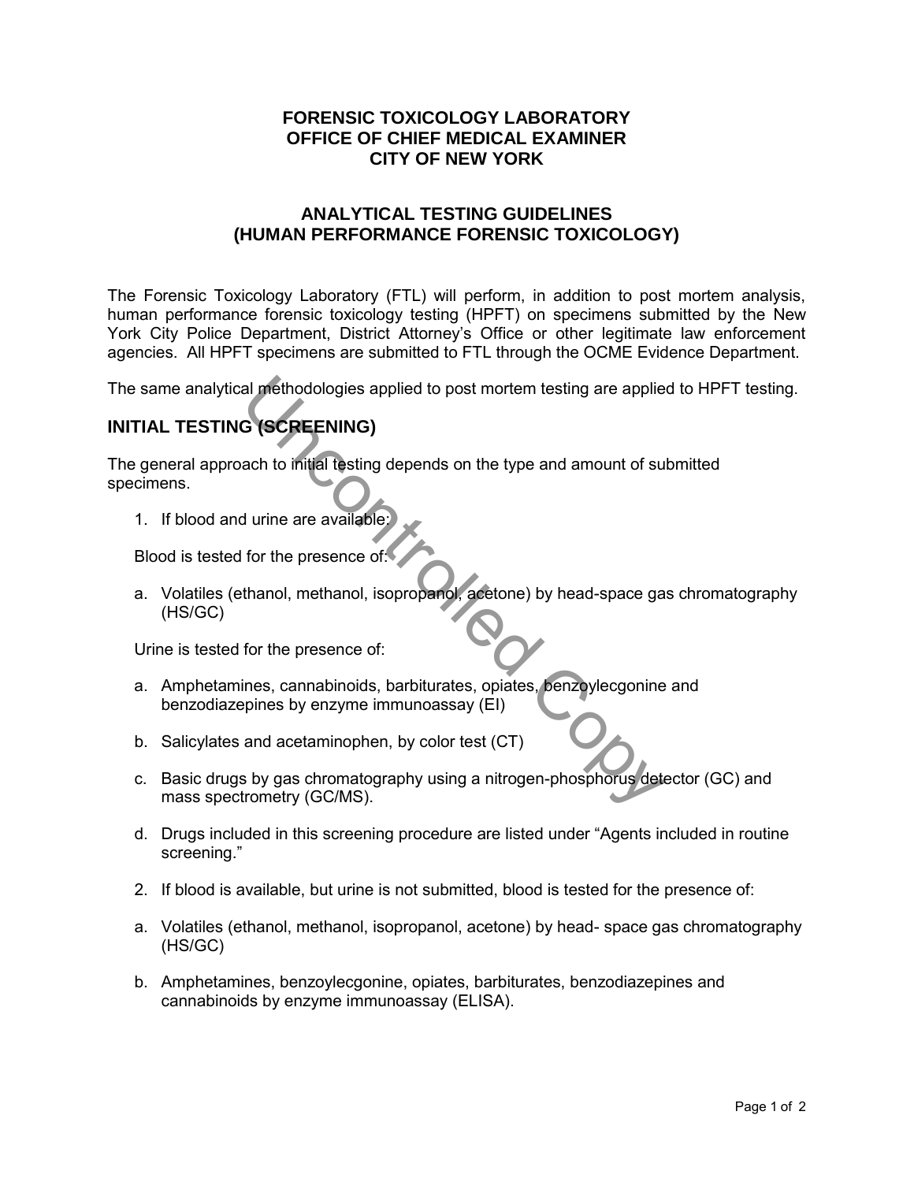# FORENSIC TOXICOLOGY LABORATORY
# OFFICE OF CHIEF MEDICAL EXAMINER
# CITY OF NEW YORK

## ANALYTICAL TESTING GUIDELINES (HUMAN PERFORMANCE FORENSIC TOXICOLOGY)

The Forensic Toxicology Laboratory (FTL) will perform, in addition to post mortem analysis, human performance forensic toxicology testing (HPFT) on specimens submitted by the New York City Police Department, District Attorney's Office or other legitimate law enforcement agencies. All HPFT specimens are submitted to FTL through the OCME Evidence Department.

The same analytical methodologies applied to post mortem testing are applied to HPFT testing.

## INITIAL TESTING (SCREENING)

The general approach to initial testing depends on the type and amount of submitted specimens.

1. If blood and urine are available:

Blood is tested for the presence of:

a. Volatiles (ethanol, methanol, isopropanol, acetone) by head-space gas chromatography (HS/GC)

Urine is tested for the presence of:

a. Amphetamines, cannabinoids, barbiturates, opiates, benzoylecgonine and benzodiazepines by enzyme immunoassay (EI)

b. Salicylates and acetaminophen, by color test (CT)

c. Basic drugs by gas chromatography using a nitrogen-phosphorus detector (GC) and mass spectrometry (GC/MS).

d. Drugs included in this screening procedure are listed under "Agents included in routine screening."

2. If blood is available, but urine is not submitted, blood is tested for the presence of:

a. Volatiles (ethanol, methanol, isopropanol, acetone) by head- space gas chromatography (HS/GC)

b. Amphetamines, benzoylecgonine, opiates, barbiturates, benzodiazepines and cannabinoids by enzyme immunoassay (ELISA).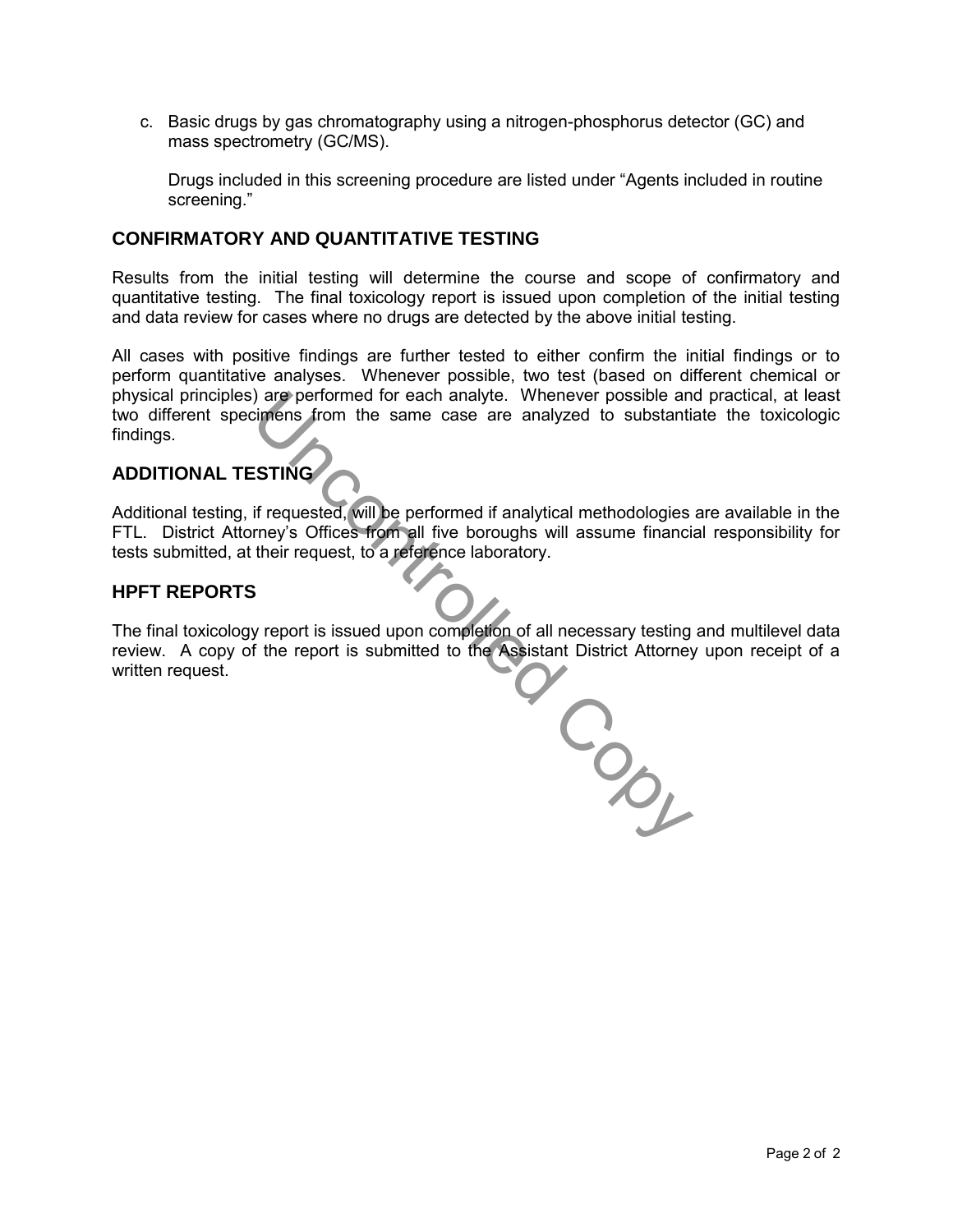c. Basic drugs by gas chromatography using a nitrogen-phosphorus detector (GC) and mass spectrometry (GC/MS).

   Drugs included in this screening procedure are listed under "Agents included in routine screening."

## CONFIRMATORY AND QUANTITATIVE TESTING

Results from the initial testing will determine the course and scope of confirmatory and quantitative testing. The final toxicology report is issued upon completion of the initial testing and data review for cases where no drugs are detected by the above initial testing.

All cases with positive findings are further tested to either confirm the initial findings or to perform quantitative analyses. Whenever possible, two test (based on different chemical or physical principles) are performed for each analyte. Whenever possible and practical, at least two different specimens from the same case are analyzed to substantiate the toxicologic findings.

## ADDITIONAL TESTING

Additional testing, if requested, will be performed if analytical methodologies are available in the FTL. District Attorney's Offices from all five boroughs will assume financial responsibility for tests submitted, at their request, to a reference laboratory.

## HPFT REPORTS

The final toxicology report is issued upon completion of all necessary testing and multilevel data review. A copy of the report is submitted to the Assistant District Attorney upon receipt of a written request.